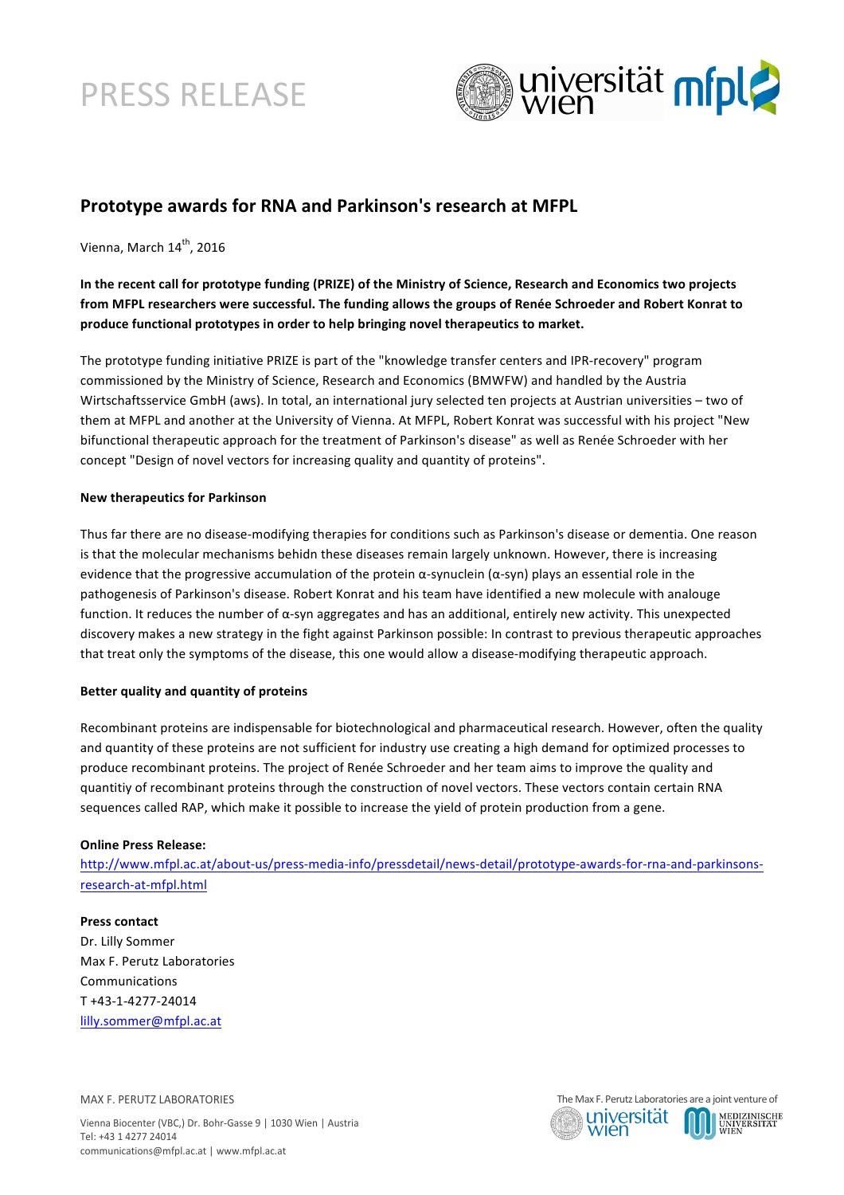PRESS RELEASE

## Prototype awards for RNA and Parkinson's research at MFPL

Vienna, March 14th, 2016

**In the recent call for prototype funding (PRIZE) of the Ministry of Science, Research and Economics two projects from MFPL researchers were successful. The funding allows the groups of Renée Schroeder and Robert Konrat to produce functional prototypes in order to help bringing novel therapeutics to market.**

The prototype funding initiative PRIZE is part of the "knowledge transfer centers and IPR-recovery" program commissioned by the Ministry of Science, Research and Economics (BMWFW) and handled by the Austria Wirtschaftsservice GmbH (aws). In total, an international jury selected ten projects at Austrian universities – two of them at MFPL and another at the University of Vienna. At MFPL, Robert Konrat was successful with his project "New bifunctional therapeutic approach for the treatment of Parkinson's disease" as well as Renée Schroeder with her concept "Design of novel vectors for increasing quality and quantity of proteins".

**New therapeutics for Parkinson**

Thus far there are no disease-modifying therapies for conditions such as Parkinson's disease or dementia. One reason is that the molecular mechanisms behidn these diseases remain largely unknown. However, there is increasing evidence that the progressive accumulation of the protein α-synuclein (α-syn) plays an essential role in the pathogenesis of Parkinson's disease. Robert Konrat and his team have identified a new molecule with analouge function. It reduces the number of α-syn aggregates and has an additional, entirely new activity. This unexpected discovery makes a new strategy in the fight against Parkinson possible: In contrast to previous therapeutic approaches that treat only the symptoms of the disease, this one would allow a disease-modifying therapeutic approach.

**Better quality and quantity of proteins**

Recombinant proteins are indispensable for biotechnological and pharmaceutical research. However, often the quality and quantity of these proteins are not sufficient for industry use creating a high demand for optimized processes to produce recombinant proteins. The project of Renée Schroeder and her team aims to improve the quality and quantitiy of recombinant proteins through the construction of novel vectors. These vectors contain certain RNA sequences called RAP, which make it possible to increase the yield of protein production from a gene.

**Online Press Release:**
http://www.mfpl.ac.at/about-us/press-media-info/pressdetail/news-detail/prototype-awards-for-rna-and-parkinsons-research-at-mfpl.html

**Press contact**
Dr. Lilly Sommer
Max F. Perutz Laboratories
Communications
T +43-1-4277-24014
lilly.sommer@mfpl.ac.at

MAX F. PERUTZ LABORATORIES

Vienna Biocenter (VBC,) Dr. Bohr-Gasse 9 | 1030 Wien | Austria
Tel: +43 1 4277 24014
communications@mfpl.ac.at | www.mfpl.ac.at

The Max F. Perutz Laboratories are a joint venture of universität wien and Medizinische Universität Wien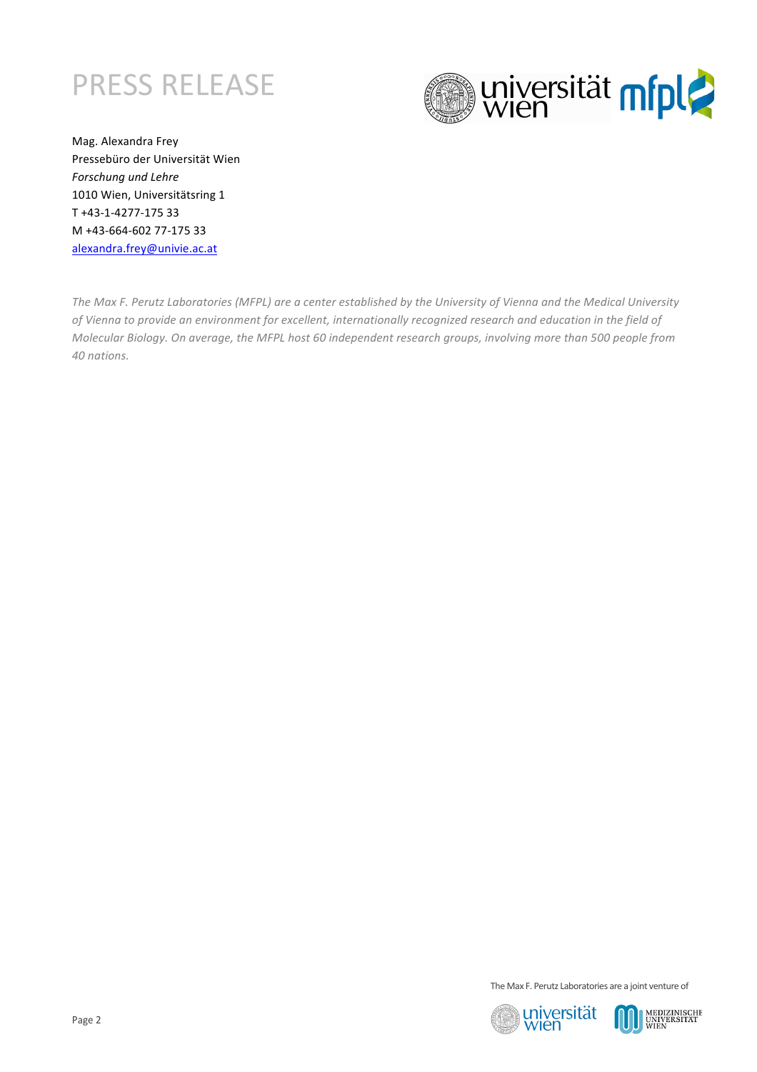# PRESS RELEASE

Mag. Alexandra Frey
Pressebüro der Universität Wien
*Forschung und Lehre*
1010 Wien, Universitätsring 1
T +43-1-4277-175 33
M +43-664-602 77-175 33
alexandra.frey@univie.ac.at

*The Max F. Perutz Laboratories (MFPL) are a center established by the University of Vienna and the Medical University of Vienna to provide an environment for excellent, internationally recognized research and education in the field of Molecular Biology. On average, the MFPL host 60 independent research groups, involving more than 500 people from 40 nations.*

The Max F. Perutz Laboratories are a joint venture of